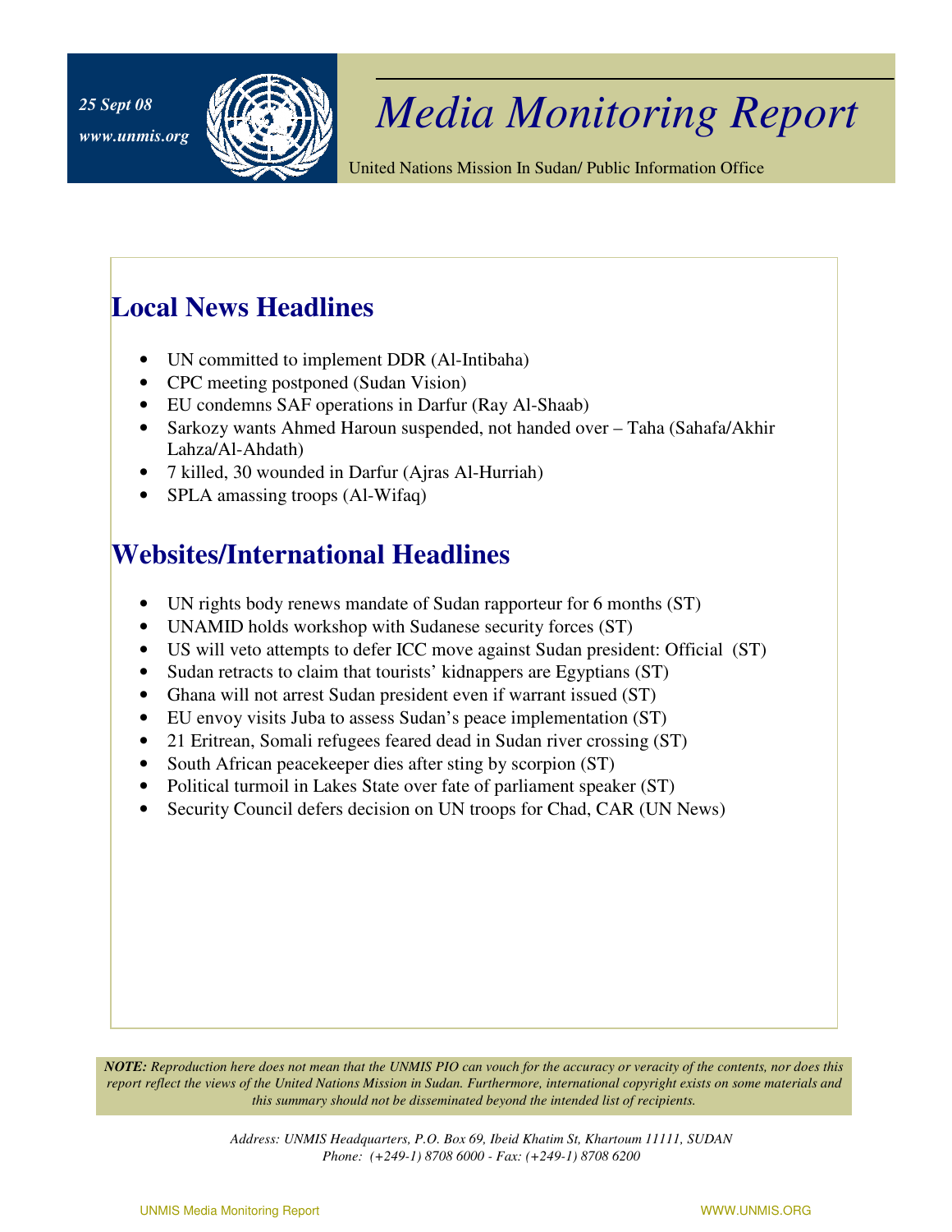25 Sept 08

www.unmis.org

# Media Monitoring Report

United Nations Mission In Sudan/ Public Information Office

## Local News Headlines

- UN committed to implement DDR (Al-Intibaha)
- CPC meeting postponed (Sudan Vision)
- EU condemns SAF operations in Darfur (Ray Al-Shaab)
- Sarkozy wants Ahmed Haroun suspended, not handed over – Taha (Sahafa/Akhir Lahza/Al-Ahdath)
- 7 killed, 30 wounded in Darfur (Ajras Al-Hurriah)
- SPLA amassing troops (Al-Wifaq)

## Websites/International Headlines

- UN rights body renews mandate of Sudan rapporteur for 6 months (ST)
- UNAMID holds workshop with Sudanese security forces (ST)
- US will veto attempts to defer ICC move against Sudan president: Official (ST)
- Sudan retracts to claim that tourists' kidnappers are Egyptians (ST)
- Ghana will not arrest Sudan president even if warrant issued (ST)
- EU envoy visits Juba to assess Sudan's peace implementation (ST)
- 21 Eritrean, Somali refugees feared dead in Sudan river crossing (ST)
- South African peacekeeper dies after sting by scorpion (ST)
- Political turmoil in Lakes State over fate of parliament speaker (ST)
- Security Council defers decision on UN troops for Chad, CAR (UN News)

***NOTE:*** *Reproduction here does not mean that the UNMIS PIO can vouch for the accuracy or veracity of the contents, nor does this report reflect the views of the United Nations Mission in Sudan. Furthermore, international copyright exists on some materials and this summary should not be disseminated beyond the intended list of recipients.*

*Address: UNMIS Headquarters, P.O. Box 69, Ibeid Khatim St, Khartoum 11111, SUDAN*
*Phone: (+249-1) 8708 6000 - Fax: (+249-1) 8708 6200*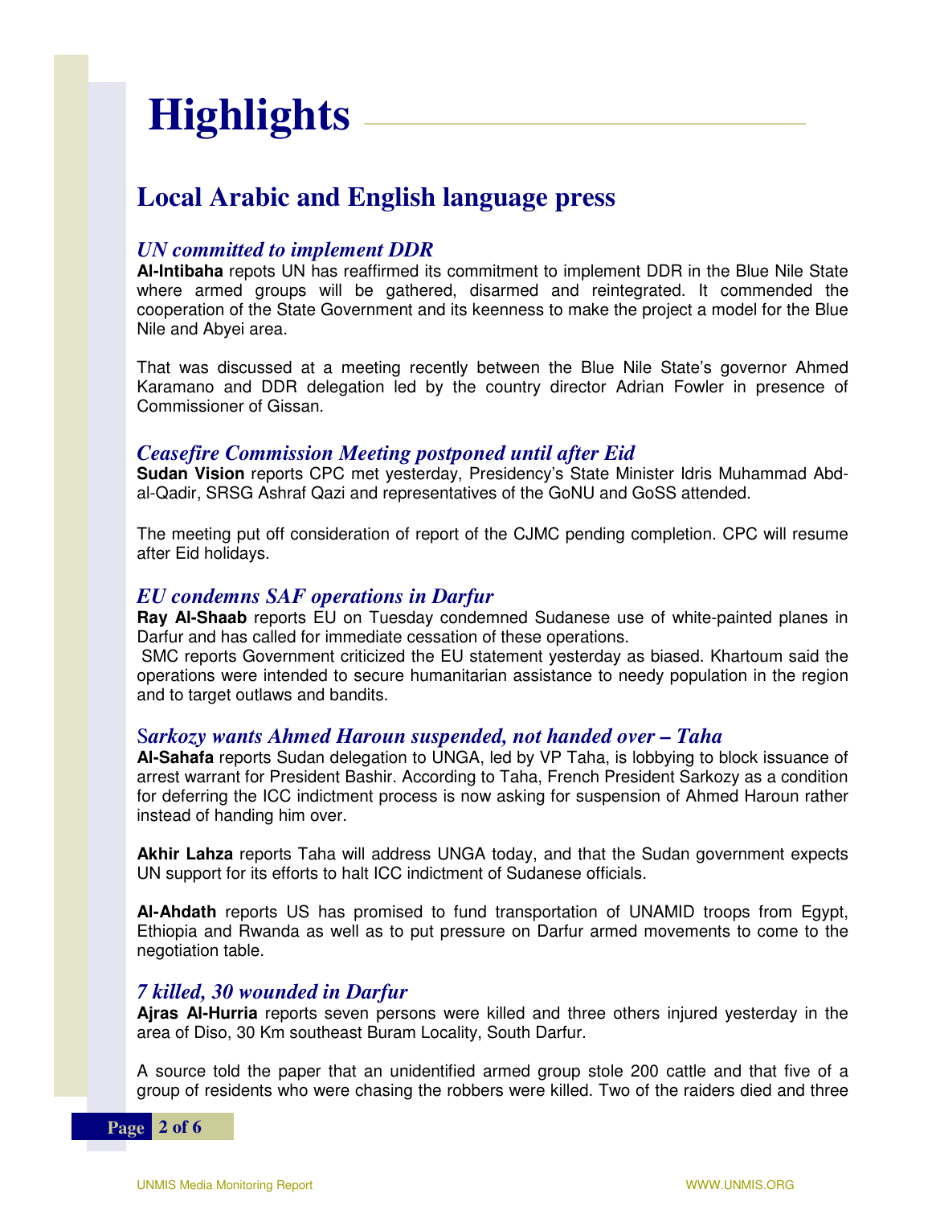# Highlights

## Local Arabic and English language press

### *UN committed to implement DDR*

**Al-Intibaha** repots UN has reaffirmed its commitment to implement DDR in the Blue Nile State where armed groups will be gathered, disarmed and reintegrated. It commended the cooperation of the State Government and its keenness to make the project a model for the Blue Nile and Abyei area.

That was discussed at a meeting recently between the Blue Nile State's governor Ahmed Karamano and DDR delegation led by the country director Adrian Fowler in presence of Commissioner of Gissan.

### *Ceasefire Commission Meeting postponed until after Eid*

**Sudan Vision** reports CPC met yesterday, Presidency's State Minister Idris Muhammad Abd-al-Qadir, SRSG Ashraf Qazi and representatives of the GoNU and GoSS attended.

The meeting put off consideration of report of the CJMC pending completion. CPC will resume after Eid holidays.

### *EU condemns SAF operations in Darfur*

**Ray Al-Shaab** reports EU on Tuesday condemned Sudanese use of white-painted planes in Darfur and has called for immediate cessation of these operations.

SMC reports Government criticized the EU statement yesterday as biased. Khartoum said the operations were intended to secure humanitarian assistance to needy population in the region and to target outlaws and bandits.

### *Sarkozy wants Ahmed Haroun suspended, not handed over – Taha*

**Al-Sahafa** reports Sudan delegation to UNGA, led by VP Taha, is lobbying to block issuance of arrest warrant for President Bashir. According to Taha, French President Sarkozy as a condition for deferring the ICC indictment process is now asking for suspension of Ahmed Haroun rather instead of handing him over.

**Akhir Lahza** reports Taha will address UNGA today, and that the Sudan government expects UN support for its efforts to halt ICC indictment of Sudanese officials.

**Al-Ahdath** reports US has promised to fund transportation of UNAMID troops from Egypt, Ethiopia and Rwanda as well as to put pressure on Darfur armed movements to come to the negotiation table.

### *7 killed, 30 wounded in Darfur*

**Ajras Al-Hurria** reports seven persons were killed and three others injured yesterday in the area of Diso, 30 Km southeast Buram Locality, South Darfur.

A source told the paper that an unidentified armed group stole 200 cattle and that five of a group of residents who were chasing the robbers were killed. Two of the raiders died and three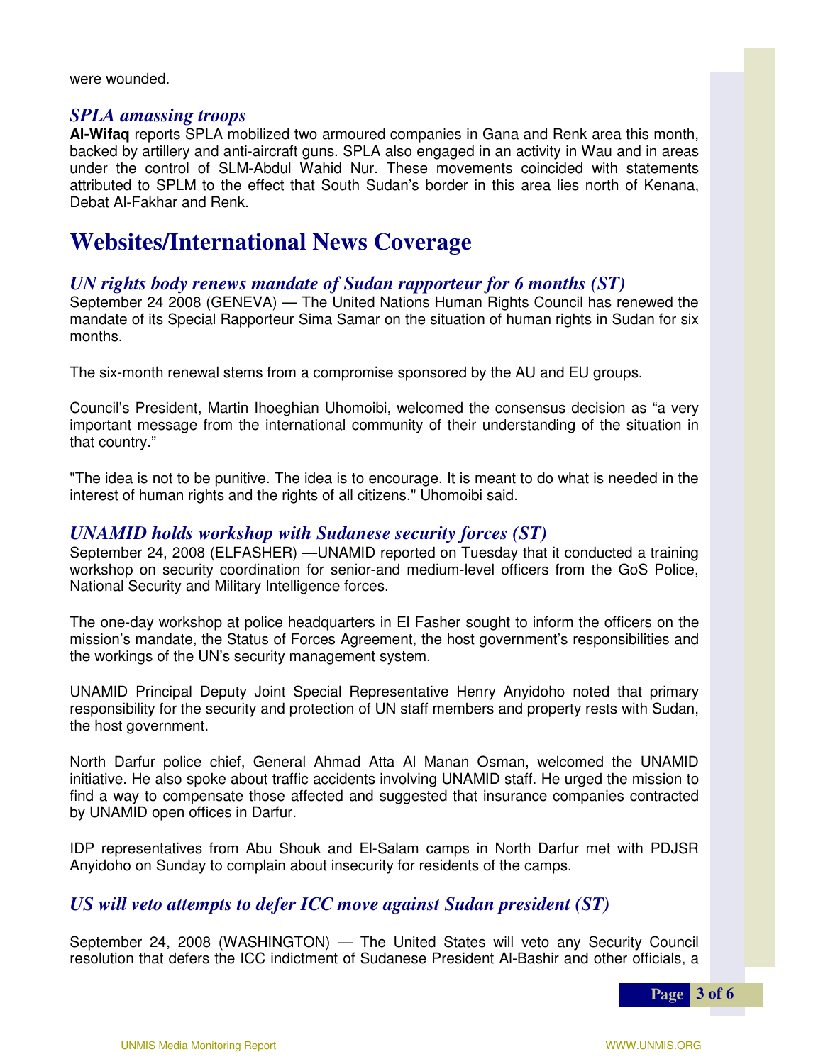were wounded.

### *SPLA amassing troops*

**Al-Wifaq** reports SPLA mobilized two armoured companies in Gana and Renk area this month, backed by artillery and anti-aircraft guns. SPLA also engaged in an activity in Wau and in areas under the control of SLM-Abdul Wahid Nur. These movements coincided with statements attributed to SPLM to the effect that South Sudan's border in this area lies north of Kenana, Debat Al-Fakhar and Renk.

## Websites/International News Coverage

### *UN rights body renews mandate of Sudan rapporteur for 6 months (ST)*

September 24 2008 (GENEVA) — The United Nations Human Rights Council has renewed the mandate of its Special Rapporteur Sima Samar on the situation of human rights in Sudan for six months.

The six-month renewal stems from a compromise sponsored by the AU and EU groups.

Council's President, Martin Ihoeghian Uhomoibi, welcomed the consensus decision as "a very important message from the international community of their understanding of the situation in that country."

"The idea is not to be punitive. The idea is to encourage. It is meant to do what is needed in the interest of human rights and the rights of all citizens." Uhomoibi said.

### *UNAMID holds workshop with Sudanese security forces (ST)*

September 24, 2008 (ELFASHER) —UNAMID reported on Tuesday that it conducted a training workshop on security coordination for senior-and medium-level officers from the GoS Police, National Security and Military Intelligence forces.

The one-day workshop at police headquarters in El Fasher sought to inform the officers on the mission's mandate, the Status of Forces Agreement, the host government's responsibilities and the workings of the UN's security management system.

UNAMID Principal Deputy Joint Special Representative Henry Anyidoho noted that primary responsibility for the security and protection of UN staff members and property rests with Sudan, the host government.

North Darfur police chief, General Ahmad Atta Al Manan Osman, welcomed the UNAMID initiative. He also spoke about traffic accidents involving UNAMID staff. He urged the mission to find a way to compensate those affected and suggested that insurance companies contracted by UNAMID open offices in Darfur.

IDP representatives from Abu Shouk and El-Salam camps in North Darfur met with PDJSR Anyidoho on Sunday to complain about insecurity for residents of the camps.

### *US will veto attempts to defer ICC move against Sudan president (ST)*

September 24, 2008 (WASHINGTON) — The United States will veto any Security Council resolution that defers the ICC indictment of Sudanese President Al-Bashir and other officials, a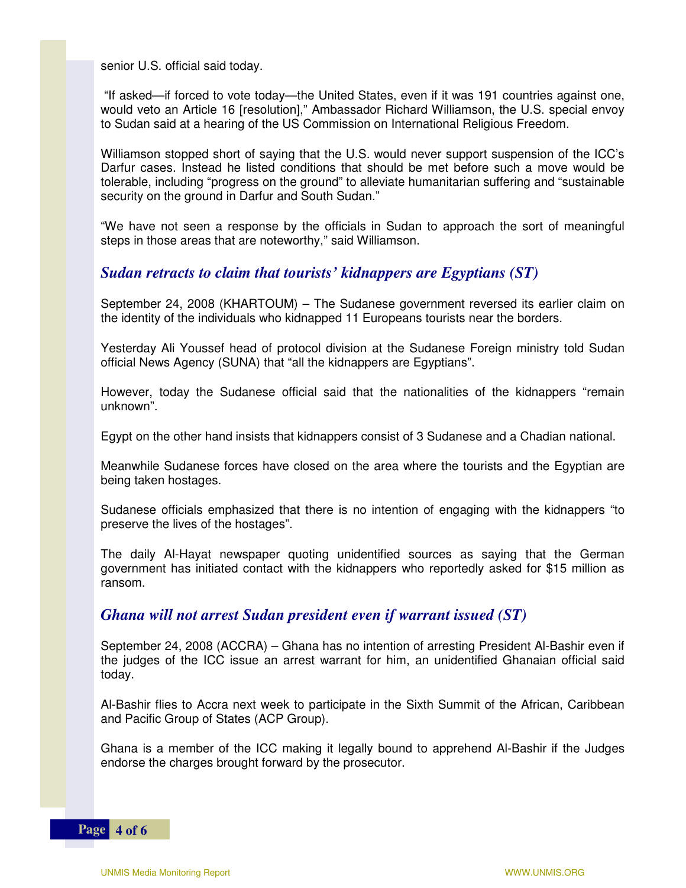senior U.S. official said today.

"If asked—if forced to vote today—the United States, even if it was 191 countries against one, would veto an Article 16 [resolution]," Ambassador Richard Williamson, the U.S. special envoy to Sudan said at a hearing of the US Commission on International Religious Freedom.

Williamson stopped short of saying that the U.S. would never support suspension of the ICC's Darfur cases. Instead he listed conditions that should be met before such a move would be tolerable, including "progress on the ground" to alleviate humanitarian suffering and "sustainable security on the ground in Darfur and South Sudan."

"We have not seen a response by the officials in Sudan to approach the sort of meaningful steps in those areas that are noteworthy," said Williamson.

### *Sudan retracts to claim that tourists' kidnappers are Egyptians (ST)*

September 24, 2008 (KHARTOUM) – The Sudanese government reversed its earlier claim on the identity of the individuals who kidnapped 11 Europeans tourists near the borders.

Yesterday Ali Youssef head of protocol division at the Sudanese Foreign ministry told Sudan official News Agency (SUNA) that "all the kidnappers are Egyptians".

However, today the Sudanese official said that the nationalities of the kidnappers "remain unknown".

Egypt on the other hand insists that kidnappers consist of 3 Sudanese and a Chadian national.

Meanwhile Sudanese forces have closed on the area where the tourists and the Egyptian are being taken hostages.

Sudanese officials emphasized that there is no intention of engaging with the kidnappers "to preserve the lives of the hostages".

The daily Al-Hayat newspaper quoting unidentified sources as saying that the German government has initiated contact with the kidnappers who reportedly asked for $15 million as ransom.

### *Ghana will not arrest Sudan president even if warrant issued (ST)*

September 24, 2008 (ACCRA) – Ghana has no intention of arresting President Al-Bashir even if the judges of the ICC issue an arrest warrant for him, an unidentified Ghanaian official said today.

Al-Bashir flies to Accra next week to participate in the Sixth Summit of the African, Caribbean and Pacific Group of States (ACP Group).

Ghana is a member of the ICC making it legally bound to apprehend Al-Bashir if the Judges endorse the charges brought forward by the prosecutor.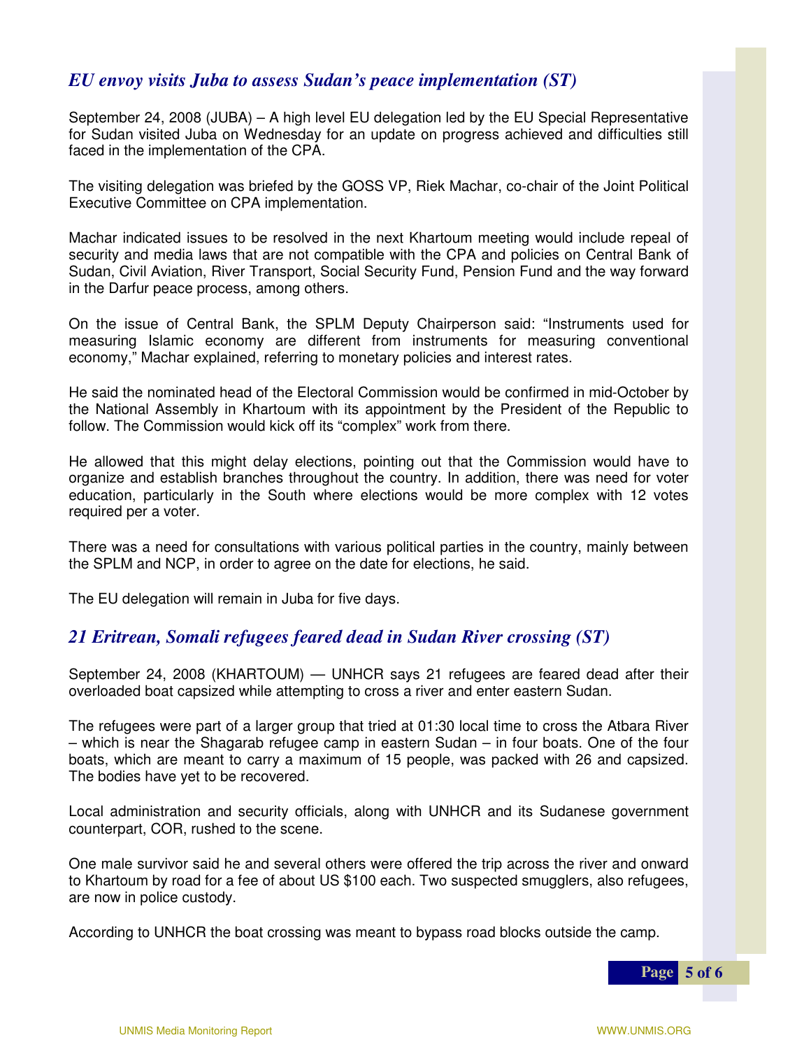## *EU envoy visits Juba to assess Sudan's peace implementation (ST)*

September 24, 2008 (JUBA) – A high level EU delegation led by the EU Special Representative for Sudan visited Juba on Wednesday for an update on progress achieved and difficulties still faced in the implementation of the CPA.

The visiting delegation was briefed by the GOSS VP, Riek Machar, co-chair of the Joint Political Executive Committee on CPA implementation.

Machar indicated issues to be resolved in the next Khartoum meeting would include repeal of security and media laws that are not compatible with the CPA and policies on Central Bank of Sudan, Civil Aviation, River Transport, Social Security Fund, Pension Fund and the way forward in the Darfur peace process, among others.

On the issue of Central Bank, the SPLM Deputy Chairperson said: "Instruments used for measuring Islamic economy are different from instruments for measuring conventional economy," Machar explained, referring to monetary policies and interest rates.

He said the nominated head of the Electoral Commission would be confirmed in mid-October by the National Assembly in Khartoum with its appointment by the President of the Republic to follow. The Commission would kick off its "complex" work from there.

He allowed that this might delay elections, pointing out that the Commission would have to organize and establish branches throughout the country. In addition, there was need for voter education, particularly in the South where elections would be more complex with 12 votes required per a voter.

There was a need for consultations with various political parties in the country, mainly between the SPLM and NCP, in order to agree on the date for elections, he said.

The EU delegation will remain in Juba for five days.

## *21 Eritrean, Somali refugees feared dead in Sudan River crossing (ST)*

September 24, 2008 (KHARTOUM) — UNHCR says 21 refugees are feared dead after their overloaded boat capsized while attempting to cross a river and enter eastern Sudan.

The refugees were part of a larger group that tried at 01:30 local time to cross the Atbara River – which is near the Shagarab refugee camp in eastern Sudan – in four boats. One of the four boats, which are meant to carry a maximum of 15 people, was packed with 26 and capsized. The bodies have yet to be recovered.

Local administration and security officials, along with UNHCR and its Sudanese government counterpart, COR, rushed to the scene.

One male survivor said he and several others were offered the trip across the river and onward to Khartoum by road for a fee of about US $100 each. Two suspected smugglers, also refugees, are now in police custody.

According to UNHCR the boat crossing was meant to bypass road blocks outside the camp.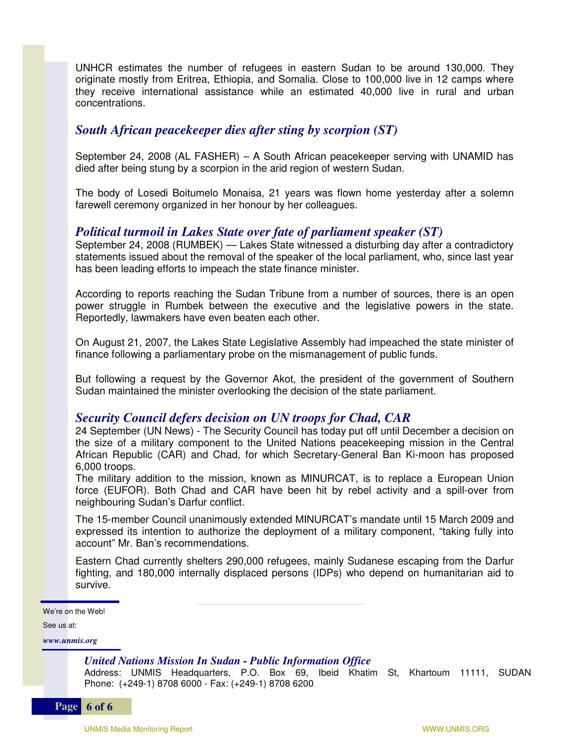UNHCR estimates the number of refugees in eastern Sudan to be around 130,000. They originate mostly from Eritrea, Ethiopia, and Somalia. Close to 100,000 live in 12 camps where they receive international assistance while an estimated 40,000 live in rural and urban concentrations.

## *South African peacekeeper dies after sting by scorpion (ST)*

September 24, 2008 (AL FASHER) – A South African peacekeeper serving with UNAMID has died after being stung by a scorpion in the arid region of western Sudan.

The body of Losedi Boitumelo Monaisa, 21 years was flown home yesterday after a solemn farewell ceremony organized in her honour by her colleagues.

## *Political turmoil in Lakes State over fate of parliament speaker (ST)*

September 24, 2008 (RUMBEK) — Lakes State witnessed a disturbing day after a contradictory statements issued about the removal of the speaker of the local parliament, who, since last year has been leading efforts to impeach the state finance minister.

According to reports reaching the Sudan Tribune from a number of sources, there is an open power struggle in Rumbek between the executive and the legislative powers in the state. Reportedly, lawmakers have even beaten each other.

On August 21, 2007, the Lakes State Legislative Assembly had impeached the state minister of finance following a parliamentary probe on the mismanagement of public funds.

But following a request by the Governor Akot, the president of the government of Southern Sudan maintained the minister overlooking the decision of the state parliament.

## *Security Council defers decision on UN troops for Chad, CAR*

24 September (UN News) - The Security Council has today put off until December a decision on the size of a military component to the United Nations peacekeeping mission in the Central African Republic (CAR) and Chad, for which Secretary-General Ban Ki-moon has proposed 6,000 troops.

The military addition to the mission, known as MINURCAT, is to replace a European Union force (EUFOR). Both Chad and CAR have been hit by rebel activity and a spill-over from neighbouring Sudan's Darfur conflict.

The 15-member Council unanimously extended MINURCAT's mandate until 15 March 2009 and expressed its intention to authorize the deployment of a military component, "taking fully into account" Mr. Ban's recommendations.

Eastern Chad currently shelters 290,000 refugees, mainly Sudanese escaping from the Darfur fighting, and 180,000 internally displaced persons (IDPs) who depend on humanitarian aid to survive.

We're on the Web!

See us at:

*www.unmis.org*

***United Nations Mission In Sudan - Public Information Office***

Address: UNMIS Headquarters, P.O. Box 69, Ibeid Khatim St, Khartoum 11111, SUDAN
Phone: (+249-1) 8708 6000 - Fax: (+249-1) 8708 6200